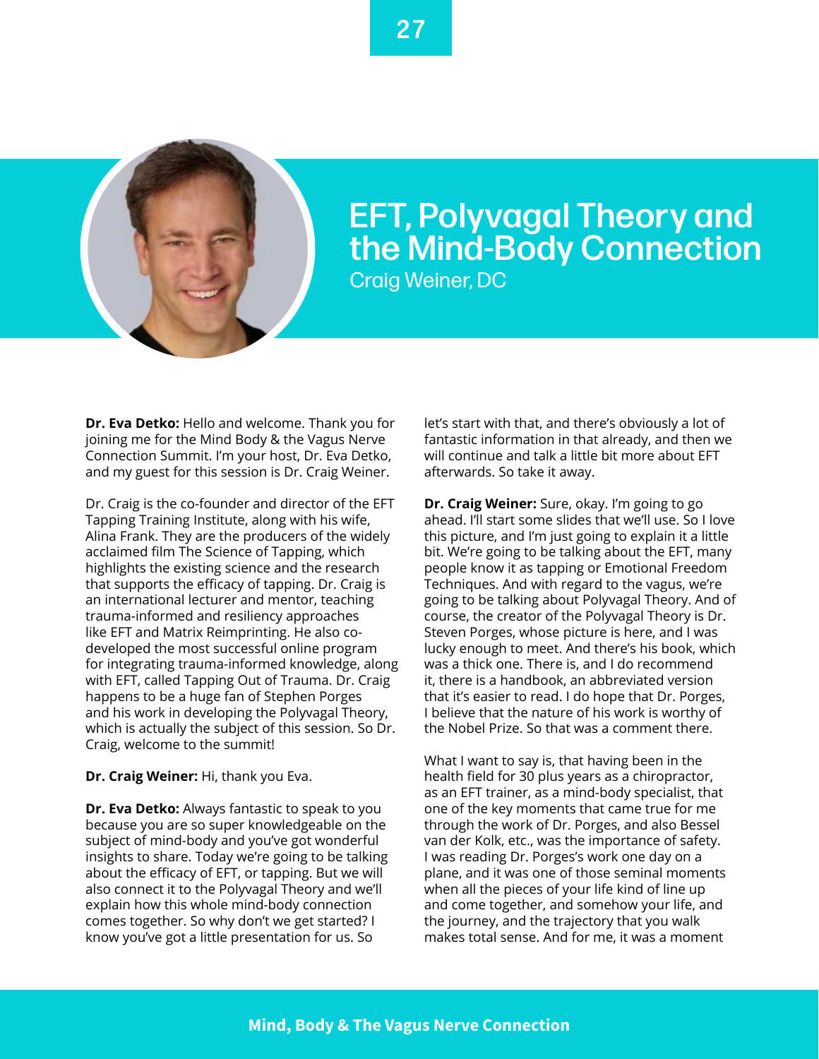# EFT, Polyvagal Theory and the Mind-Body Connection

Craig Weiner, DC

**Dr. Eva Detko:** Hello and welcome. Thank you for joining me for the Mind Body & the Vagus Nerve Connection Summit. I'm your host, Dr. Eva Detko, and my guest for this session is Dr. Craig Weiner.

Dr. Craig is the co-founder and director of the EFT Tapping Training Institute, along with his wife, Alina Frank. They are the producers of the widely acclaimed film The Science of Tapping, which highlights the existing science and the research that supports the efficacy of tapping. Dr. Craig is an international lecturer and mentor, teaching trauma-informed and resiliency approaches like EFT and Matrix Reimprinting. He also co-developed the most successful online program for integrating trauma-informed knowledge, along with EFT, called Tapping Out of Trauma. Dr. Craig happens to be a huge fan of Stephen Porges and his work in developing the Polyvagal Theory, which is actually the subject of this session. So Dr. Craig, welcome to the summit!

**Dr. Craig Weiner:** Hi, thank you Eva.

**Dr. Eva Detko:** Always fantastic to speak to you because you are so super knowledgeable on the subject of mind-body and you've got wonderful insights to share. Today we're going to be talking about the efficacy of EFT, or tapping. But we will also connect it to the Polyvagal Theory and we'll explain how this whole mind-body connection comes together. So why don't we get started? I know you've got a little presentation for us. So let's start with that, and there's obviously a lot of fantastic information in that already, and then we will continue and talk a little bit more about EFT afterwards. So take it away.

**Dr. Craig Weiner:** Sure, okay. I'm going to go ahead. I'll start some slides that we'll use. So I love this picture, and I'm just going to explain it a little bit. We're going to be talking about the EFT, many people know it as tapping or Emotional Freedom Techniques. And with regard to the vagus, we're going to be talking about Polyvagal Theory. And of course, the creator of the Polyvagal Theory is Dr. Steven Porges, whose picture is here, and I was lucky enough to meet. And there's his book, which was a thick one. There is, and I do recommend it, there is a handbook, an abbreviated version that it's easier to read. I do hope that Dr. Porges, I believe that the nature of his work is worthy of the Nobel Prize. So that was a comment there.

What I want to say is, that having been in the health field for 30 plus years as a chiropractor, as an EFT trainer, as a mind-body specialist, that one of the key moments that came true for me through the work of Dr. Porges, and also Bessel van der Kolk, etc., was the importance of safety. I was reading Dr. Porges's work one day on a plane, and it was one of those seminal moments when all the pieces of your life kind of line up and come together, and somehow your life, and the journey, and the trajectory that you walk makes total sense. And for me, it was a moment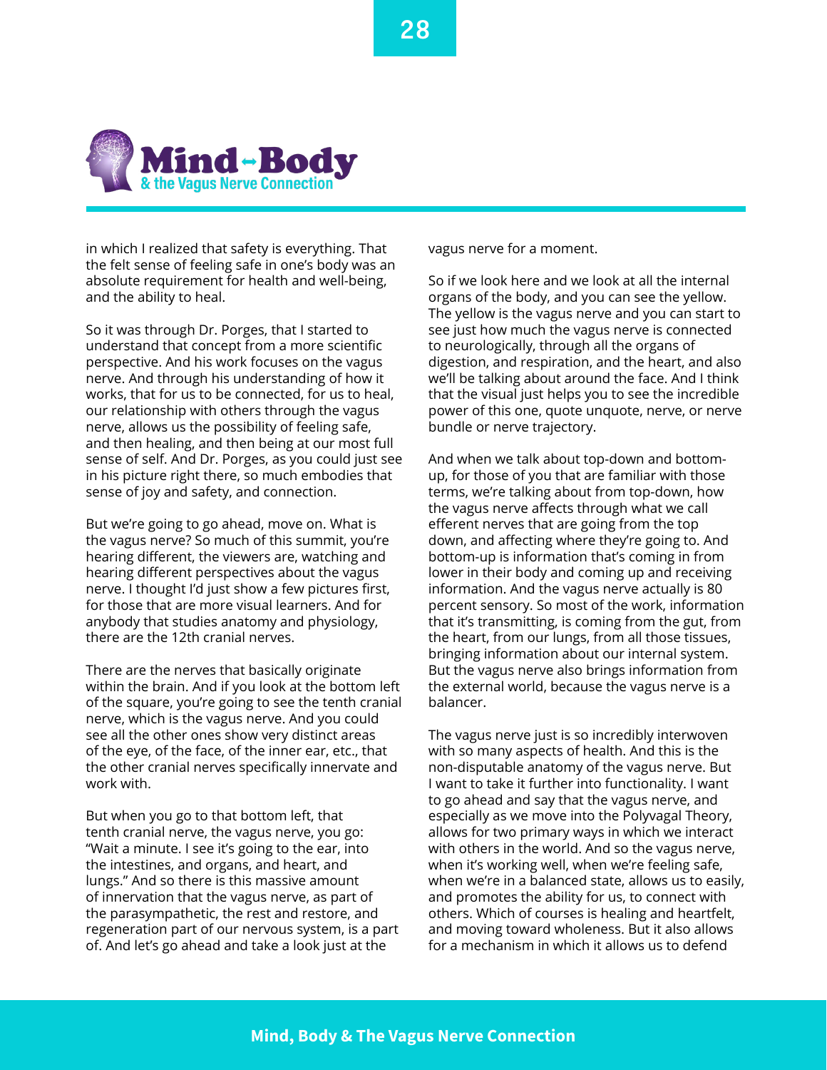in which I realized that safety is everything. That the felt sense of feeling safe in one's body was an absolute requirement for health and well-being, and the ability to heal.

So it was through Dr. Porges, that I started to understand that concept from a more scientific perspective. And his work focuses on the vagus nerve. And through his understanding of how it works, that for us to be connected, for us to heal, our relationship with others through the vagus nerve, allows us the possibility of feeling safe, and then healing, and then being at our most full sense of self. And Dr. Porges, as you could just see in his picture right there, so much embodies that sense of joy and safety, and connection.

But we're going to go ahead, move on. What is the vagus nerve? So much of this summit, you're hearing different, the viewers are, watching and hearing different perspectives about the vagus nerve. I thought I'd just show a few pictures first, for those that are more visual learners. And for anybody that studies anatomy and physiology, there are the 12th cranial nerves.

There are the nerves that basically originate within the brain. And if you look at the bottom left of the square, you're going to see the tenth cranial nerve, which is the vagus nerve. And you could see all the other ones show very distinct areas of the eye, of the face, of the inner ear, etc., that the other cranial nerves specifically innervate and work with.

But when you go to that bottom left, that tenth cranial nerve, the vagus nerve, you go: "Wait a minute. I see it's going to the ear, into the intestines, and organs, and heart, and lungs." And so there is this massive amount of innervation that the vagus nerve, as part of the parasympathetic, the rest and restore, and regeneration part of our nervous system, is a part of. And let's go ahead and take a look just at the vagus nerve for a moment.

So if we look here and we look at all the internal organs of the body, and you can see the yellow. The yellow is the vagus nerve and you can start to see just how much the vagus nerve is connected to neurologically, through all the organs of digestion, and respiration, and the heart, and also we'll be talking about around the face. And I think that the visual just helps you to see the incredible power of this one, quote unquote, nerve, or nerve bundle or nerve trajectory.

And when we talk about top-down and bottom-up, for those of you that are familiar with those terms, we're talking about from top-down, how the vagus nerve affects through what we call efferent nerves that are going from the top down, and affecting where they're going to. And bottom-up is information that's coming in from lower in their body and coming up and receiving information. And the vagus nerve actually is 80 percent sensory. So most of the work, information that it's transmitting, is coming from the gut, from the heart, from our lungs, from all those tissues, bringing information about our internal system. But the vagus nerve also brings information from the external world, because the vagus nerve is a balancer.

The vagus nerve just is so incredibly interwoven with so many aspects of health. And this is the non-disputable anatomy of the vagus nerve. But I want to take it further into functionality. I want to go ahead and say that the vagus nerve, and especially as we move into the Polyvagal Theory, allows for two primary ways in which we interact with others in the world. And so the vagus nerve, when it's working well, when we're feeling safe, when we're in a balanced state, allows us to easily, and promotes the ability for us, to connect with others. Which of courses is healing and heartfelt, and moving toward wholeness. But it also allows for a mechanism in which it allows us to defend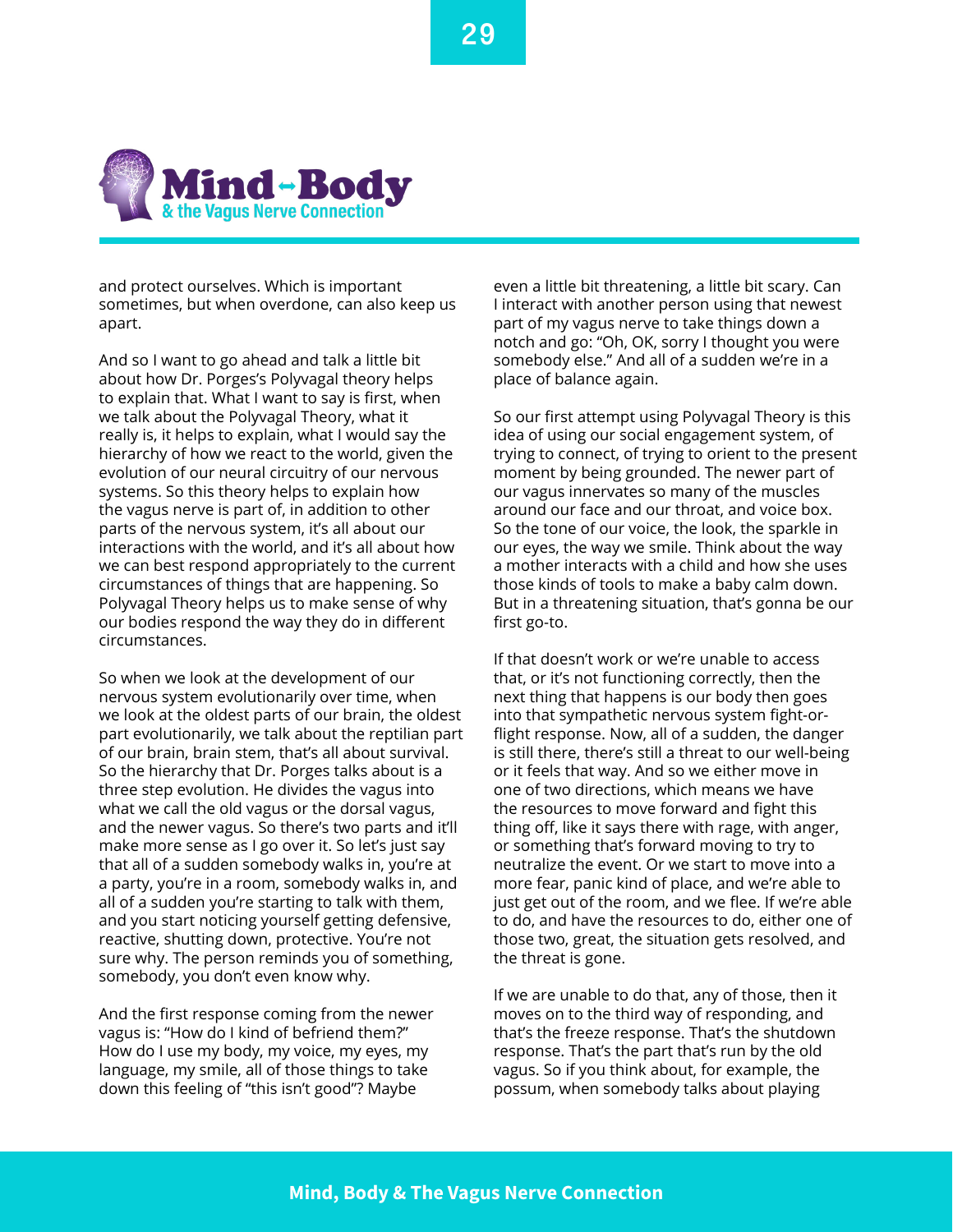and protect ourselves. Which is important sometimes, but when overdone, can also keep us apart.

And so I want to go ahead and talk a little bit about how Dr. Porges's Polyvagal theory helps to explain that. What I want to say is first, when we talk about the Polyvagal Theory, what it really is, it helps to explain, what I would say the hierarchy of how we react to the world, given the evolution of our neural circuitry of our nervous systems. So this theory helps to explain how the vagus nerve is part of, in addition to other parts of the nervous system, it's all about our interactions with the world, and it's all about how we can best respond appropriately to the current circumstances of things that are happening. So Polyvagal Theory helps us to make sense of why our bodies respond the way they do in different circumstances.

So when we look at the development of our nervous system evolutionarily over time, when we look at the oldest parts of our brain, the oldest part evolutionarily, we talk about the reptilian part of our brain, brain stem, that's all about survival. So the hierarchy that Dr. Porges talks about is a three step evolution. He divides the vagus into what we call the old vagus or the dorsal vagus, and the newer vagus. So there's two parts and it'll make more sense as I go over it. So let's just say that all of a sudden somebody walks in, you're at a party, you're in a room, somebody walks in, and all of a sudden you're starting to talk with them, and you start noticing yourself getting defensive, reactive, shutting down, protective. You're not sure why. The person reminds you of something, somebody, you don't even know why.

And the first response coming from the newer vagus is: "How do I kind of befriend them?" How do I use my body, my voice, my eyes, my language, my smile, all of those things to take down this feeling of "this isn't good"? Maybe even a little bit threatening, a little bit scary. Can I interact with another person using that newest part of my vagus nerve to take things down a notch and go: "Oh, OK, sorry I thought you were somebody else." And all of a sudden we're in a place of balance again.

So our first attempt using Polyvagal Theory is this idea of using our social engagement system, of trying to connect, of trying to orient to the present moment by being grounded. The newer part of our vagus innervates so many of the muscles around our face and our throat, and voice box. So the tone of our voice, the look, the sparkle in our eyes, the way we smile. Think about the way a mother interacts with a child and how she uses those kinds of tools to make a baby calm down. But in a threatening situation, that's gonna be our first go-to.

If that doesn't work or we're unable to access that, or it's not functioning correctly, then the next thing that happens is our body then goes into that sympathetic nervous system fight-or-flight response. Now, all of a sudden, the danger is still there, there's still a threat to our well-being or it feels that way. And so we either move in one of two directions, which means we have the resources to move forward and fight this thing off, like it says there with rage, with anger, or something that's forward moving to try to neutralize the event. Or we start to move into a more fear, panic kind of place, and we're able to just get out of the room, and we flee. If we're able to do, and have the resources to do, either one of those two, great, the situation gets resolved, and the threat is gone.

If we are unable to do that, any of those, then it moves on to the third way of responding, and that's the freeze response. That's the shutdown response. That's the part that's run by the old vagus. So if you think about, for example, the possum, when somebody talks about playing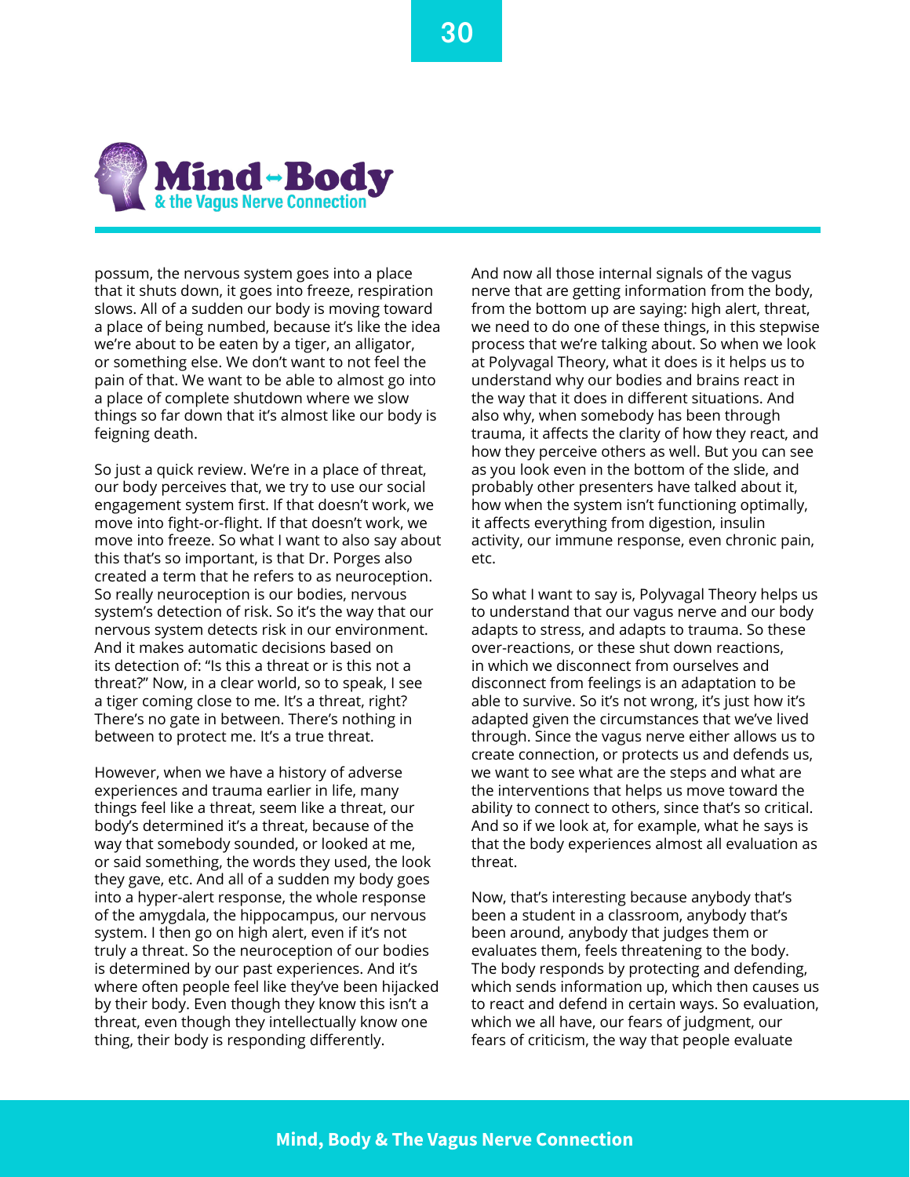possum, the nervous system goes into a place that it shuts down, it goes into freeze, respiration slows. All of a sudden our body is moving toward a place of being numbed, because it's like the idea we're about to be eaten by a tiger, an alligator, or something else. We don't want to not feel the pain of that. We want to be able to almost go into a place of complete shutdown where we slow things so far down that it's almost like our body is feigning death.

So just a quick review. We're in a place of threat, our body perceives that, we try to use our social engagement system first. If that doesn't work, we move into fight-or-flight. If that doesn't work, we move into freeze. So what I want to also say about this that's so important, is that Dr. Porges also created a term that he refers to as neuroception. So really neuroception is our bodies, nervous system's detection of risk. So it's the way that our nervous system detects risk in our environment. And it makes automatic decisions based on its detection of: "Is this a threat or is this not a threat?" Now, in a clear world, so to speak, I see a tiger coming close to me. It's a threat, right? There's no gate in between. There's nothing in between to protect me. It's a true threat.

However, when we have a history of adverse experiences and trauma earlier in life, many things feel like a threat, seem like a threat, our body's determined it's a threat, because of the way that somebody sounded, or looked at me, or said something, the words they used, the look they gave, etc. And all of a sudden my body goes into a hyper-alert response, the whole response of the amygdala, the hippocampus, our nervous system. I then go on high alert, even if it's not truly a threat. So the neuroception of our bodies is determined by our past experiences. And it's where often people feel like they've been hijacked by their body. Even though they know this isn't a threat, even though they intellectually know one thing, their body is responding differently.

And now all those internal signals of the vagus nerve that are getting information from the body, from the bottom up are saying: high alert, threat, we need to do one of these things, in this stepwise process that we're talking about. So when we look at Polyvagal Theory, what it does is it helps us to understand why our bodies and brains react in the way that it does in different situations. And also why, when somebody has been through trauma, it affects the clarity of how they react, and how they perceive others as well. But you can see as you look even in the bottom of the slide, and probably other presenters have talked about it, how when the system isn't functioning optimally, it affects everything from digestion, insulin activity, our immune response, even chronic pain, etc.

So what I want to say is, Polyvagal Theory helps us to understand that our vagus nerve and our body adapts to stress, and adapts to trauma. So these over-reactions, or these shut down reactions, in which we disconnect from ourselves and disconnect from feelings is an adaptation to be able to survive. So it's not wrong, it's just how it's adapted given the circumstances that we've lived through. Since the vagus nerve either allows us to create connection, or protects us and defends us, we want to see what are the steps and what are the interventions that helps us move toward the ability to connect to others, since that's so critical. And so if we look at, for example, what he says is that the body experiences almost all evaluation as threat.

Now, that's interesting because anybody that's been a student in a classroom, anybody that's been around, anybody that judges them or evaluates them, feels threatening to the body. The body responds by protecting and defending, which sends information up, which then causes us to react and defend in certain ways. So evaluation, which we all have, our fears of judgment, our fears of criticism, the way that people evaluate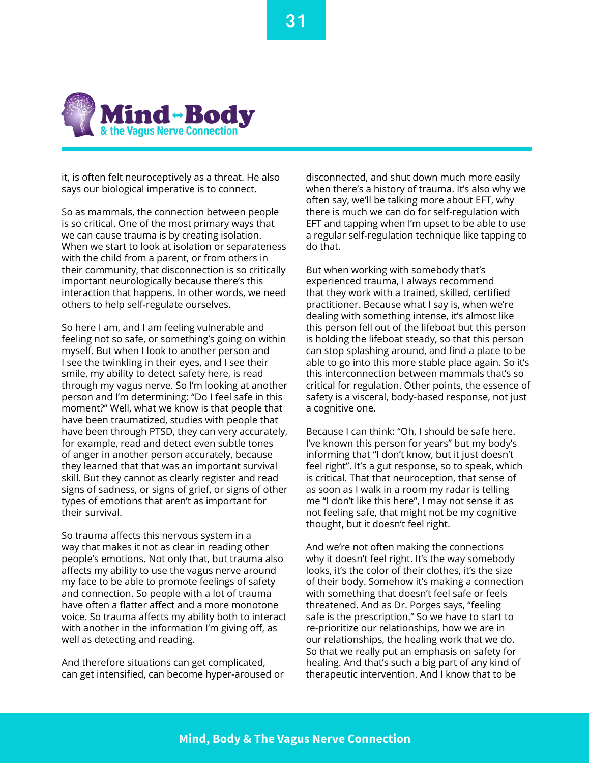it, is often felt neuroceptively as a threat. He also says our biological imperative is to connect.

So as mammals, the connection between people is so critical. One of the most primary ways that we can cause trauma is by creating isolation. When we start to look at isolation or separateness with the child from a parent, or from others in their community, that disconnection is so critically important neurologically because there's this interaction that happens. In other words, we need others to help self-regulate ourselves.

So here I am, and I am feeling vulnerable and feeling not so safe, or something's going on within myself. But when I look to another person and I see the twinkling in their eyes, and I see their smile, my ability to detect safety here, is read through my vagus nerve. So I'm looking at another person and I'm determining: "Do I feel safe in this moment?" Well, what we know is that people that have been traumatized, studies with people that have been through PTSD, they can very accurately, for example, read and detect even subtle tones of anger in another person accurately, because they learned that that was an important survival skill. But they cannot as clearly register and read signs of sadness, or signs of grief, or signs of other types of emotions that aren't as important for their survival.

So trauma affects this nervous system in a way that makes it not as clear in reading other people's emotions. Not only that, but trauma also affects my ability to use the vagus nerve around my face to be able to promote feelings of safety and connection. So people with a lot of trauma have often a flatter affect and a more monotone voice. So trauma affects my ability both to interact with another in the information I'm giving off, as well as detecting and reading.

And therefore situations can get complicated, can get intensified, can become hyper-aroused or disconnected, and shut down much more easily when there's a history of trauma. It's also why we often say, we'll be talking more about EFT, why there is much we can do for self-regulation with EFT and tapping when I'm upset to be able to use a regular self-regulation technique like tapping to do that.

But when working with somebody that's experienced trauma, I always recommend that they work with a trained, skilled, certified practitioner. Because what I say is, when we're dealing with something intense, it's almost like this person fell out of the lifeboat but this person is holding the lifeboat steady, so that this person can stop splashing around, and find a place to be able to go into this more stable place again. So it's this interconnection between mammals that's so critical for regulation. Other points, the essence of safety is a visceral, body-based response, not just a cognitive one.

Because I can think: "Oh, I should be safe here. I've known this person for years" but my body's informing that "I don't know, but it just doesn't feel right". It's a gut response, so to speak, which is critical. That that neuroception, that sense of as soon as I walk in a room my radar is telling me "I don't like this here", I may not sense it as not feeling safe, that might not be my cognitive thought, but it doesn't feel right.

And we're not often making the connections why it doesn't feel right. It's the way somebody looks, it's the color of their clothes, it's the size of their body. Somehow it's making a connection with something that doesn't feel safe or feels threatened. And as Dr. Porges says, "feeling safe is the prescription." So we have to start to re-prioritize our relationships, how we are in our relationships, the healing work that we do. So that we really put an emphasis on safety for healing. And that's such a big part of any kind of therapeutic intervention. And I know that to be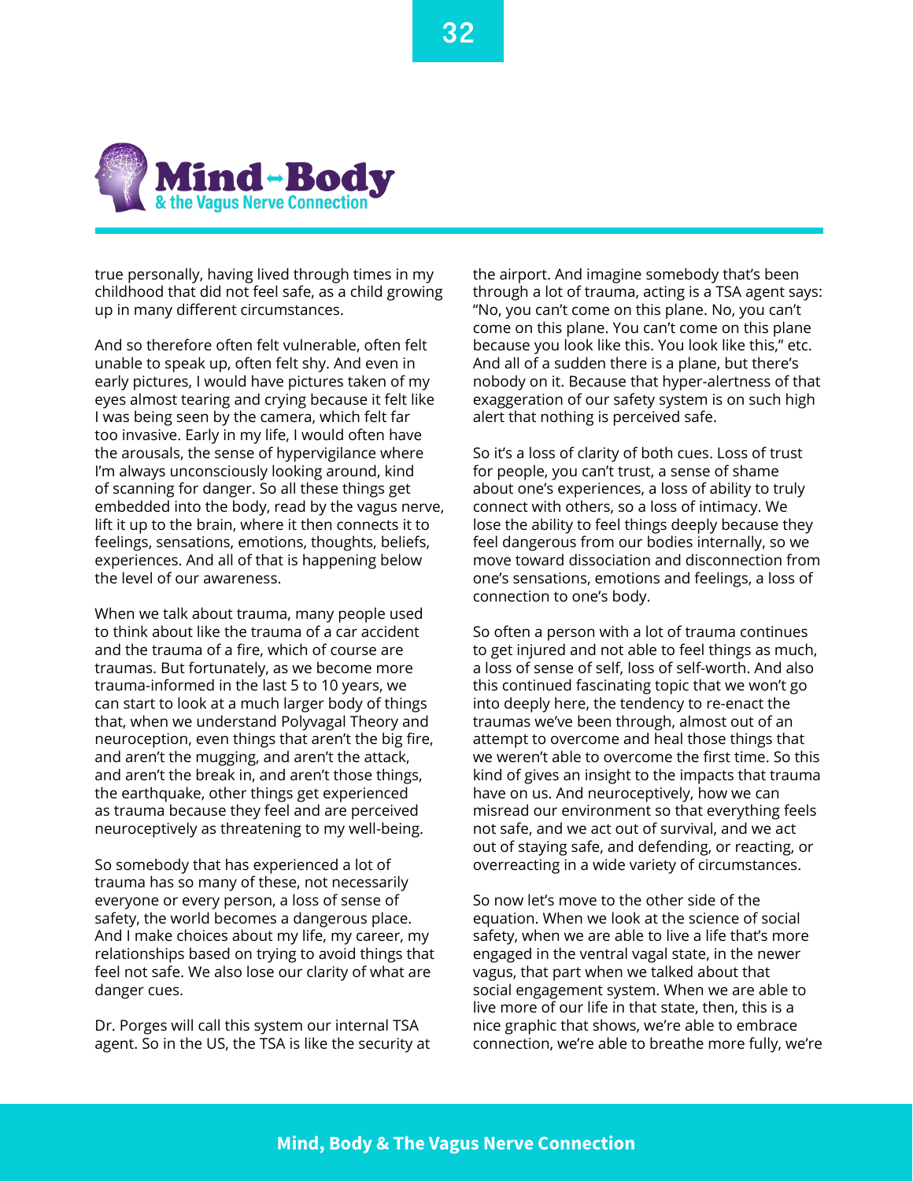true personally, having lived through times in my childhood that did not feel safe, as a child growing up in many different circumstances.

And so therefore often felt vulnerable, often felt unable to speak up, often felt shy. And even in early pictures, I would have pictures taken of my eyes almost tearing and crying because it felt like I was being seen by the camera, which felt far too invasive. Early in my life, I would often have the arousals, the sense of hypervigilance where I'm always unconsciously looking around, kind of scanning for danger. So all these things get embedded into the body, read by the vagus nerve, lift it up to the brain, where it then connects it to feelings, sensations, emotions, thoughts, beliefs, experiences. And all of that is happening below the level of our awareness.

When we talk about trauma, many people used to think about like the trauma of a car accident and the trauma of a fire, which of course are traumas. But fortunately, as we become more trauma-informed in the last 5 to 10 years, we can start to look at a much larger body of things that, when we understand Polyvagal Theory and neuroception, even things that aren't the big fire, and aren't the mugging, and aren't the attack, and aren't the break in, and aren't those things, the earthquake, other things get experienced as trauma because they feel and are perceived neuroceptively as threatening to my well-being.

So somebody that has experienced a lot of trauma has so many of these, not necessarily everyone or every person, a loss of sense of safety, the world becomes a dangerous place. And I make choices about my life, my career, my relationships based on trying to avoid things that feel not safe. We also lose our clarity of what are danger cues.

Dr. Porges will call this system our internal TSA agent. So in the US, the TSA is like the security at the airport. And imagine somebody that's been through a lot of trauma, acting is a TSA agent says: "No, you can't come on this plane. No, you can't come on this plane. You can't come on this plane because you look like this. You look like this," etc. And all of a sudden there is a plane, but there's nobody on it. Because that hyper-alertness of that exaggeration of our safety system is on such high alert that nothing is perceived safe.

So it's a loss of clarity of both cues. Loss of trust for people, you can't trust, a sense of shame about one's experiences, a loss of ability to truly connect with others, so a loss of intimacy. We lose the ability to feel things deeply because they feel dangerous from our bodies internally, so we move toward dissociation and disconnection from one's sensations, emotions and feelings, a loss of connection to one's body.

So often a person with a lot of trauma continues to get injured and not able to feel things as much, a loss of sense of self, loss of self-worth. And also this continued fascinating topic that we won't go into deeply here, the tendency to re-enact the traumas we've been through, almost out of an attempt to overcome and heal those things that we weren't able to overcome the first time. So this kind of gives an insight to the impacts that trauma have on us. And neuroceptively, how we can misread our environment so that everything feels not safe, and we act out of survival, and we act out of staying safe, and defending, or reacting, or overreacting in a wide variety of circumstances.

So now let's move to the other side of the equation. When we look at the science of social safety, when we are able to live a life that's more engaged in the ventral vagal state, in the newer vagus, that part when we talked about that social engagement system. When we are able to live more of our life in that state, then, this is a nice graphic that shows, we're able to embrace connection, we're able to breathe more fully, we're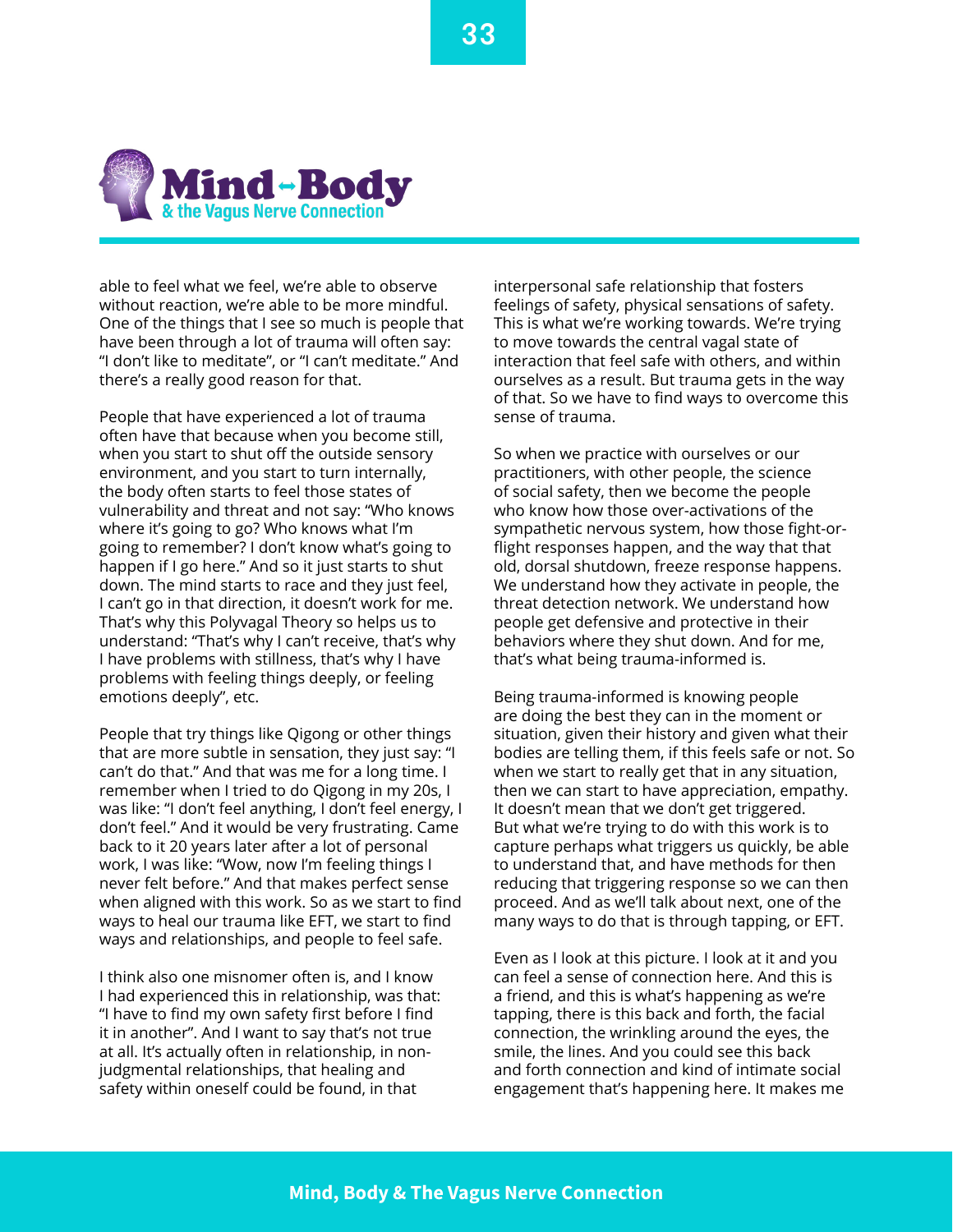able to feel what we feel, we're able to observe without reaction, we're able to be more mindful. One of the things that I see so much is people that have been through a lot of trauma will often say: "I don't like to meditate", or "I can't meditate." And there's a really good reason for that.

People that have experienced a lot of trauma often have that because when you become still, when you start to shut off the outside sensory environment, and you start to turn internally, the body often starts to feel those states of vulnerability and threat and not say: "Who knows where it's going to go? Who knows what I'm going to remember? I don't know what's going to happen if I go here." And so it just starts to shut down. The mind starts to race and they just feel, I can't go in that direction, it doesn't work for me. That's why this Polyvagal Theory so helps us to understand: "That's why I can't receive, that's why I have problems with stillness, that's why I have problems with feeling things deeply, or feeling emotions deeply", etc.

People that try things like Qigong or other things that are more subtle in sensation, they just say: "I can't do that." And that was me for a long time. I remember when I tried to do Qigong in my 20s, I was like: "I don't feel anything, I don't feel energy, I don't feel." And it would be very frustrating. Came back to it 20 years later after a lot of personal work, I was like: "Wow, now I'm feeling things I never felt before." And that makes perfect sense when aligned with this work. So as we start to find ways to heal our trauma like EFT, we start to find ways and relationships, and people to feel safe.

I think also one misnomer often is, and I know I had experienced this in relationship, was that: "I have to find my own safety first before I find it in another". And I want to say that's not true at all. It's actually often in relationship, in non-judgmental relationships, that healing and safety within oneself could be found, in that interpersonal safe relationship that fosters feelings of safety, physical sensations of safety. This is what we're working towards. We're trying to move towards the central vagal state of interaction that feel safe with others, and within ourselves as a result. But trauma gets in the way of that. So we have to find ways to overcome this sense of trauma.

So when we practice with ourselves or our practitioners, with other people, the science of social safety, then we become the people who know how those over-activations of the sympathetic nervous system, how those fight-or-flight responses happen, and the way that that old, dorsal shutdown, freeze response happens. We understand how they activate in people, the threat detection network. We understand how people get defensive and protective in their behaviors where they shut down. And for me, that's what being trauma-informed is.

Being trauma-informed is knowing people are doing the best they can in the moment or situation, given their history and given what their bodies are telling them, if this feels safe or not. So when we start to really get that in any situation, then we can start to have appreciation, empathy. It doesn't mean that we don't get triggered. But what we're trying to do with this work is to capture perhaps what triggers us quickly, be able to understand that, and have methods for then reducing that triggering response so we can then proceed. And as we'll talk about next, one of the many ways to do that is through tapping, or EFT.

Even as I look at this picture. I look at it and you can feel a sense of connection here. And this is a friend, and this is what's happening as we're tapping, there is this back and forth, the facial connection, the wrinkling around the eyes, the smile, the lines. And you could see this back and forth connection and kind of intimate social engagement that's happening here. It makes me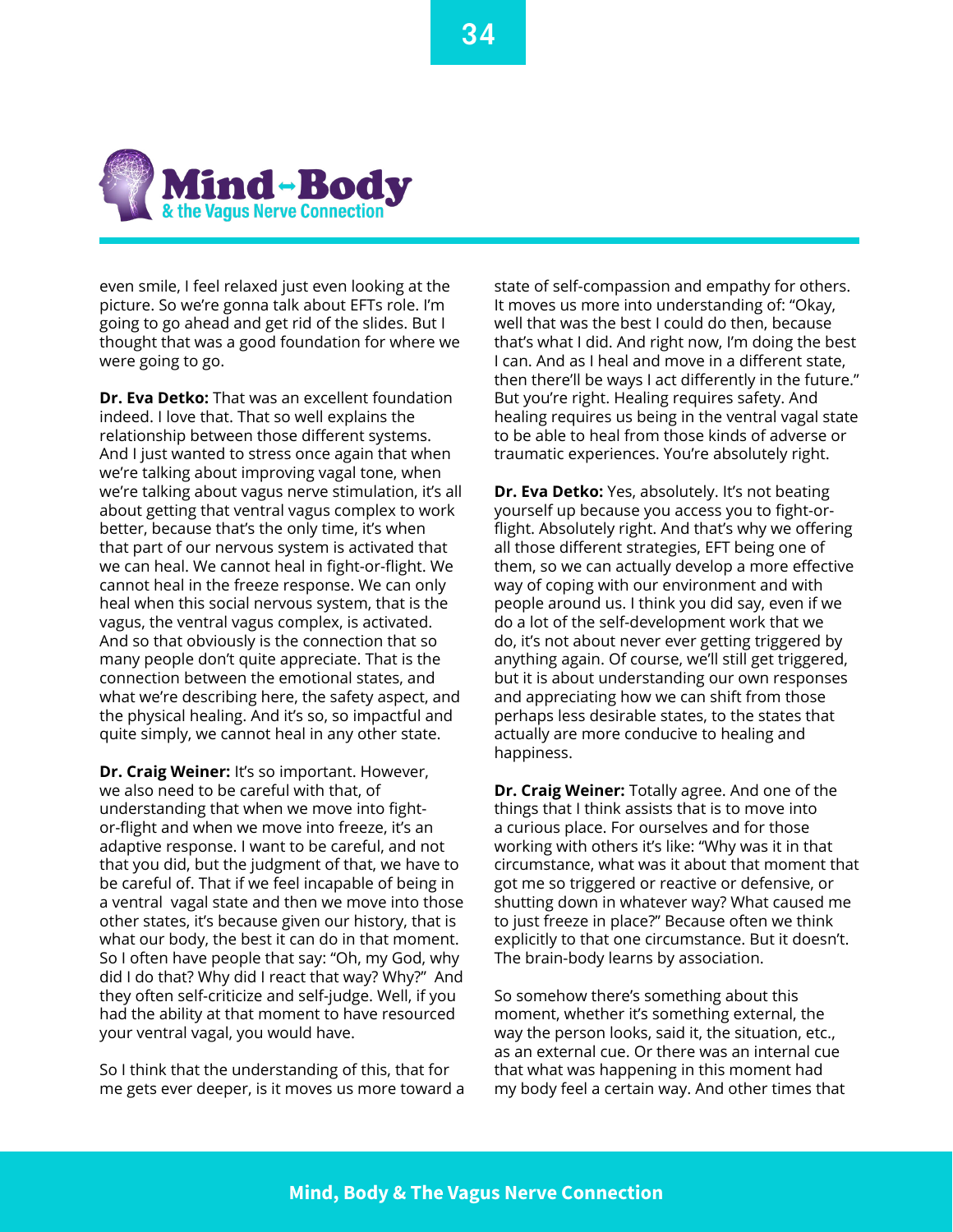even smile, I feel relaxed just even looking at the picture. So we're gonna talk about EFTs role. I'm going to go ahead and get rid of the slides. But I thought that was a good foundation for where we were going to go.

**Dr. Eva Detko:** That was an excellent foundation indeed. I love that. That so well explains the relationship between those different systems. And I just wanted to stress once again that when we're talking about improving vagal tone, when we're talking about vagus nerve stimulation, it's all about getting that ventral vagus complex to work better, because that's the only time, it's when that part of our nervous system is activated that we can heal. We cannot heal in fight-or-flight. We cannot heal in the freeze response. We can only heal when this social nervous system, that is the vagus, the ventral vagus complex, is activated. And so that obviously is the connection that so many people don't quite appreciate. That is the connection between the emotional states, and what we're describing here, the safety aspect, and the physical healing. And it's so, so impactful and quite simply, we cannot heal in any other state.

**Dr. Craig Weiner:** It's so important. However, we also need to be careful with that, of understanding that when we move into fight-or-flight and when we move into freeze, it's an adaptive response. I want to be careful, and not that you did, but the judgment of that, we have to be careful of. That if we feel incapable of being in a ventral vagal state and then we move into those other states, it's because given our history, that is what our body, the best it can do in that moment. So I often have people that say: "Oh, my God, why did I do that? Why did I react that way? Why?" And they often self-criticize and self-judge. Well, if you had the ability at that moment to have resourced your ventral vagal, you would have.

So I think that the understanding of this, that for me gets ever deeper, is it moves us more toward a state of self-compassion and empathy for others. It moves us more into understanding of: "Okay, well that was the best I could do then, because that's what I did. And right now, I'm doing the best I can. And as I heal and move in a different state, then there'll be ways I act differently in the future." But you're right. Healing requires safety. And healing requires us being in the ventral vagal state to be able to heal from those kinds of adverse or traumatic experiences. You're absolutely right.

**Dr. Eva Detko:** Yes, absolutely. It's not beating yourself up because you access you to fight-or-flight. Absolutely right. And that's why we offering all those different strategies, EFT being one of them, so we can actually develop a more effective way of coping with our environment and with people around us. I think you did say, even if we do a lot of the self-development work that we do, it's not about never ever getting triggered by anything again. Of course, we'll still get triggered, but it is about understanding our own responses and appreciating how we can shift from those perhaps less desirable states, to the states that actually are more conducive to healing and happiness.

**Dr. Craig Weiner:** Totally agree. And one of the things that I think assists that is to move into a curious place. For ourselves and for those working with others it's like: "Why was it in that circumstance, what was it about that moment that got me so triggered or reactive or defensive, or shutting down in whatever way? What caused me to just freeze in place?" Because often we think explicitly to that one circumstance. But it doesn't. The brain-body learns by association.

So somehow there's something about this moment, whether it's something external, the way the person looks, said it, the situation, etc., as an external cue. Or there was an internal cue that what was happening in this moment had my body feel a certain way. And other times that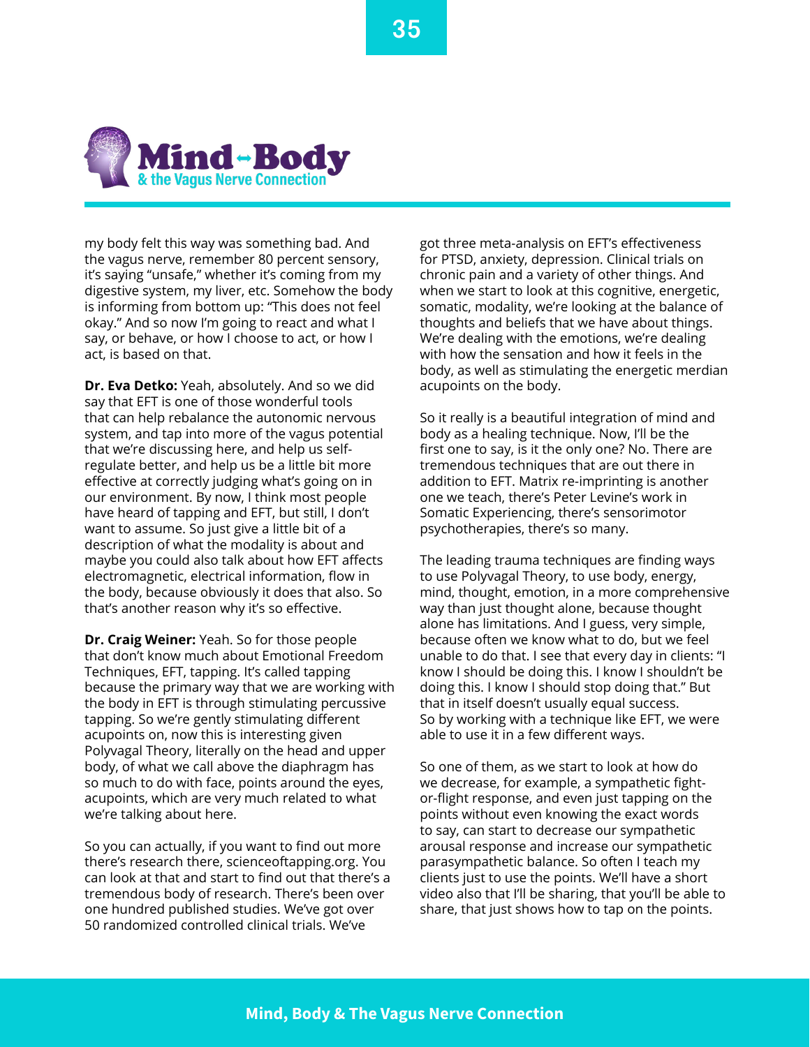my body felt this way was something bad. And the vagus nerve, remember 80 percent sensory, it's saying "unsafe," whether it's coming from my digestive system, my liver, etc. Somehow the body is informing from bottom up: "This does not feel okay." And so now I'm going to react and what I say, or behave, or how I choose to act, or how I act, is based on that.

**Dr. Eva Detko:** Yeah, absolutely. And so we did say that EFT is one of those wonderful tools that can help rebalance the autonomic nervous system, and tap into more of the vagus potential that we're discussing here, and help us self-regulate better, and help us be a little bit more effective at correctly judging what's going on in our environment. By now, I think most people have heard of tapping and EFT, but still, I don't want to assume. So just give a little bit of a description of what the modality is about and maybe you could also talk about how EFT affects electromagnetic, electrical information, flow in the body, because obviously it does that also. So that's another reason why it's so effective.

**Dr. Craig Weiner:** Yeah. So for those people that don't know much about Emotional Freedom Techniques, EFT, tapping. It's called tapping because the primary way that we are working with the body in EFT is through stimulating percussive tapping. So we're gently stimulating different acupoints on, now this is interesting given Polyvagal Theory, literally on the head and upper body, of what we call above the diaphragm has so much to do with face, points around the eyes, acupoints, which are very much related to what we're talking about here.

So you can actually, if you want to find out more there's research there, scienceoftapping.org. You can look at that and start to find out that there's a tremendous body of research. There's been over one hundred published studies. We've got over 50 randomized controlled clinical trials. We've got three meta-analysis on EFT's effectiveness for PTSD, anxiety, depression. Clinical trials on chronic pain and a variety of other things. And when we start to look at this cognitive, energetic, somatic, modality, we're looking at the balance of thoughts and beliefs that we have about things. We're dealing with the emotions, we're dealing with how the sensation and how it feels in the body, as well as stimulating the energetic merdian acupoints on the body.

So it really is a beautiful integration of mind and body as a healing technique. Now, I'll be the first one to say, is it the only one? No. There are tremendous techniques that are out there in addition to EFT. Matrix re-imprinting is another one we teach, there's Peter Levine's work in Somatic Experiencing, there's sensorimotor psychotherapies, there's so many.

The leading trauma techniques are finding ways to use Polyvagal Theory, to use body, energy, mind, thought, emotion, in a more comprehensive way than just thought alone, because thought alone has limitations. And I guess, very simple, because often we know what to do, but we feel unable to do that. I see that every day in clients: "I know I should be doing this. I know I shouldn't be doing this. I know I should stop doing that." But that in itself doesn't usually equal success. So by working with a technique like EFT, we were able to use it in a few different ways.

So one of them, as we start to look at how do we decrease, for example, a sympathetic fight-or-flight response, and even just tapping on the points without even knowing the exact words to say, can start to decrease our sympathetic arousal response and increase our sympathetic parasympathetic balance. So often I teach my clients just to use the points. We'll have a short video also that I'll be sharing, that you'll be able to share, that just shows how to tap on the points.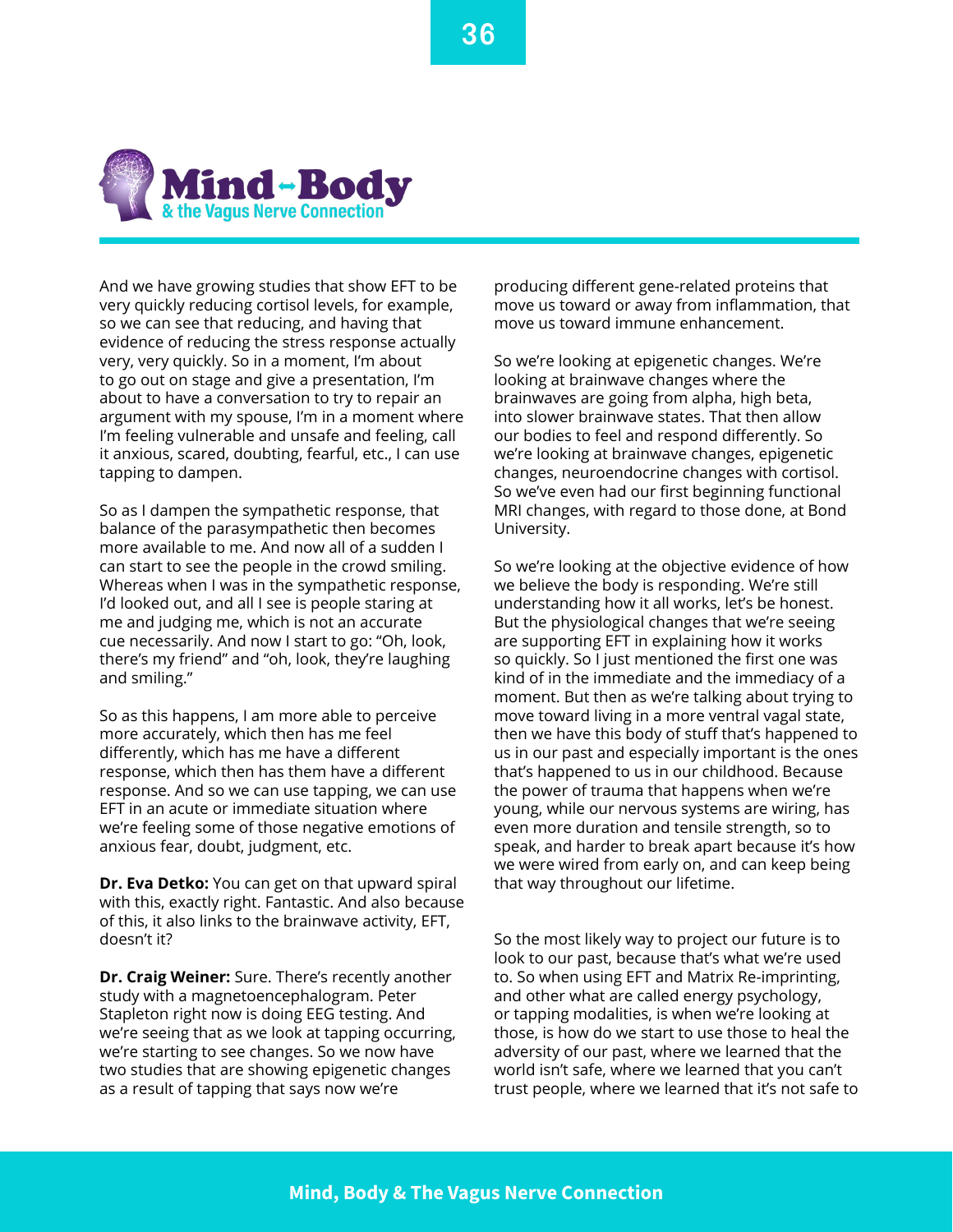And we have growing studies that show EFT to be very quickly reducing cortisol levels, for example, so we can see that reducing, and having that evidence of reducing the stress response actually very, very quickly. So in a moment, I'm about to go out on stage and give a presentation, I'm about to have a conversation to try to repair an argument with my spouse, I'm in a moment where I'm feeling vulnerable and unsafe and feeling, call it anxious, scared, doubting, fearful, etc., I can use tapping to dampen.

So as I dampen the sympathetic response, that balance of the parasympathetic then becomes more available to me. And now all of a sudden I can start to see the people in the crowd smiling. Whereas when I was in the sympathetic response, I'd looked out, and all I see is people staring at me and judging me, which is not an accurate cue necessarily. And now I start to go: "Oh, look, there's my friend" and "oh, look, they're laughing and smiling."

So as this happens, I am more able to perceive more accurately, which then has me feel differently, which has me have a different response, which then has them have a different response. And so we can use tapping, we can use EFT in an acute or immediate situation where we're feeling some of those negative emotions of anxious fear, doubt, judgment, etc.

**Dr. Eva Detko:** You can get on that upward spiral with this, exactly right. Fantastic. And also because of this, it also links to the brainwave activity, EFT, doesn't it?

**Dr. Craig Weiner:** Sure. There's recently another study with a magnetoencephalogram. Peter Stapleton right now is doing EEG testing. And we're seeing that as we look at tapping occurring, we're starting to see changes. So we now have two studies that are showing epigenetic changes as a result of tapping that says now we're producing different gene-related proteins that move us toward or away from inflammation, that move us toward immune enhancement.

So we're looking at epigenetic changes. We're looking at brainwave changes where the brainwaves are going from alpha, high beta, into slower brainwave states. That then allow our bodies to feel and respond differently. So we're looking at brainwave changes, epigenetic changes, neuroendocrine changes with cortisol. So we've even had our first beginning functional MRI changes, with regard to those done, at Bond University.

So we're looking at the objective evidence of how we believe the body is responding. We're still understanding how it all works, let's be honest. But the physiological changes that we're seeing are supporting EFT in explaining how it works so quickly. So I just mentioned the first one was kind of in the immediate and the immediacy of a moment. But then as we're talking about trying to move toward living in a more ventral vagal state, then we have this body of stuff that's happened to us in our past and especially important is the ones that's happened to us in our childhood. Because the power of trauma that happens when we're young, while our nervous systems are wiring, has even more duration and tensile strength, so to speak, and harder to break apart because it's how we were wired from early on, and can keep being that way throughout our lifetime.

So the most likely way to project our future is to look to our past, because that's what we're used to. So when using EFT and Matrix Re-imprinting, and other what are called energy psychology, or tapping modalities, is when we're looking at those, is how do we start to use those to heal the adversity of our past, where we learned that the world isn't safe, where we learned that you can't trust people, where we learned that it's not safe to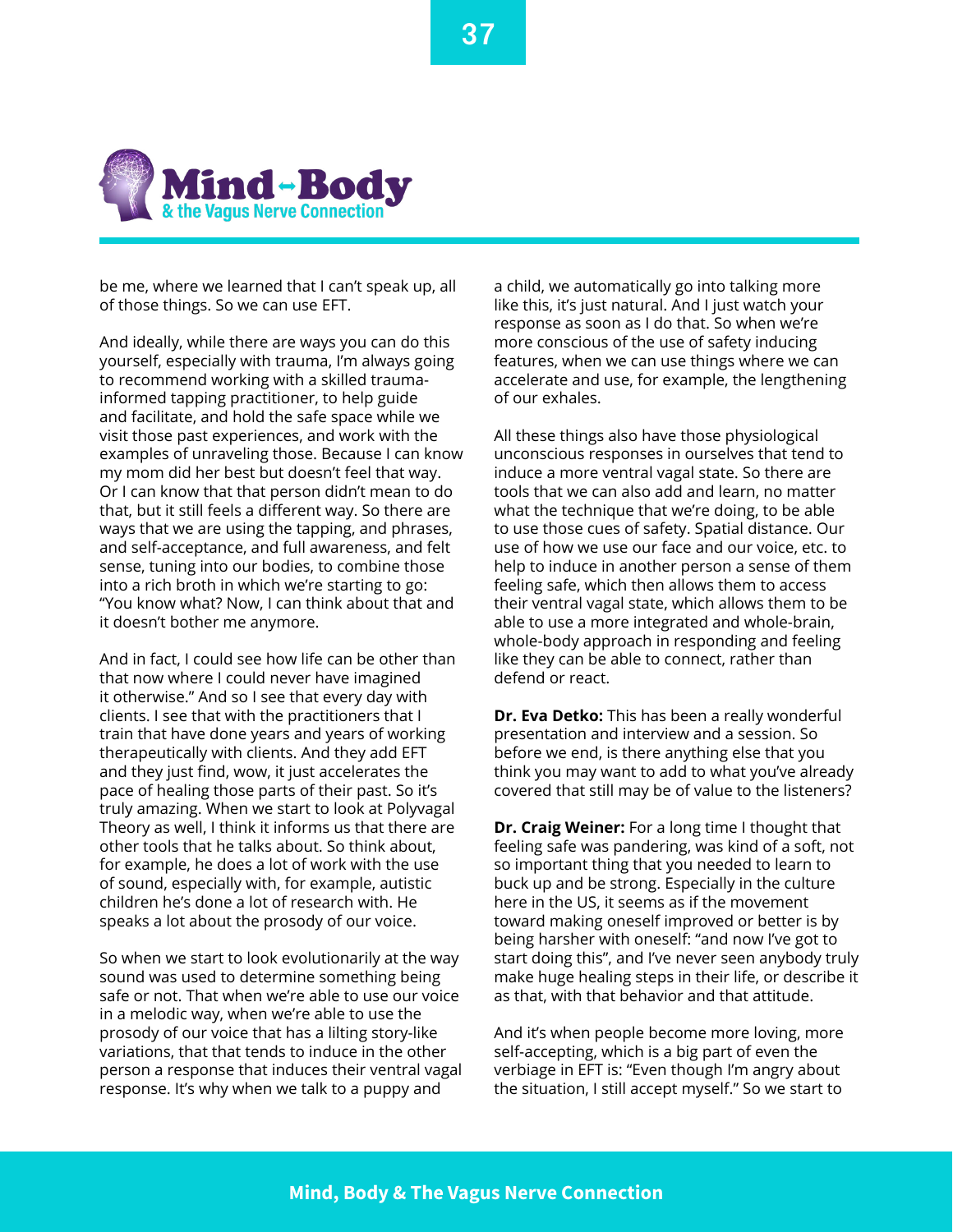be me, where we learned that I can't speak up, all of those things. So we can use EFT.

And ideally, while there are ways you can do this yourself, especially with trauma, I'm always going to recommend working with a skilled trauma-informed tapping practitioner, to help guide and facilitate, and hold the safe space while we visit those past experiences, and work with the examples of unraveling those. Because I can know my mom did her best but doesn't feel that way. Or I can know that that person didn't mean to do that, but it still feels a different way. So there are ways that we are using the tapping, and phrases, and self-acceptance, and full awareness, and felt sense, tuning into our bodies, to combine those into a rich broth in which we're starting to go: "You know what? Now, I can think about that and it doesn't bother me anymore.

And in fact, I could see how life can be other than that now where I could never have imagined it otherwise." And so I see that every day with clients. I see that with the practitioners that I train that have done years and years of working therapeutically with clients. And they add EFT and they just find, wow, it just accelerates the pace of healing those parts of their past. So it's truly amazing. When we start to look at Polyvagal Theory as well, I think it informs us that there are other tools that he talks about. So think about, for example, he does a lot of work with the use of sound, especially with, for example, autistic children he's done a lot of research with. He speaks a lot about the prosody of our voice.

So when we start to look evolutionarily at the way sound was used to determine something being safe or not. That when we're able to use our voice in a melodic way, when we're able to use the prosody of our voice that has a lilting story-like variations, that that tends to induce in the other person a response that induces their ventral vagal response. It's why when we talk to a puppy and a child, we automatically go into talking more like this, it's just natural. And I just watch your response as soon as I do that. So when we're more conscious of the use of safety inducing features, when we can use things where we can accelerate and use, for example, the lengthening of our exhales.

All these things also have those physiological unconscious responses in ourselves that tend to induce a more ventral vagal state. So there are tools that we can also add and learn, no matter what the technique that we're doing, to be able to use those cues of safety. Spatial distance. Our use of how we use our face and our voice, etc. to help to induce in another person a sense of them feeling safe, which then allows them to access their ventral vagal state, which allows them to be able to use a more integrated and whole-brain, whole-body approach in responding and feeling like they can be able to connect, rather than defend or react.

**Dr. Eva Detko:** This has been a really wonderful presentation and interview and a session. So before we end, is there anything else that you think you may want to add to what you've already covered that still may be of value to the listeners?

**Dr. Craig Weiner:** For a long time I thought that feeling safe was pandering, was kind of a soft, not so important thing that you needed to learn to buck up and be strong. Especially in the culture here in the US, it seems as if the movement toward making oneself improved or better is by being harsher with oneself: "and now I've got to start doing this", and I've never seen anybody truly make huge healing steps in their life, or describe it as that, with that behavior and that attitude.

And it's when people become more loving, more self-accepting, which is a big part of even the verbiage in EFT is: "Even though I'm angry about the situation, I still accept myself." So we start to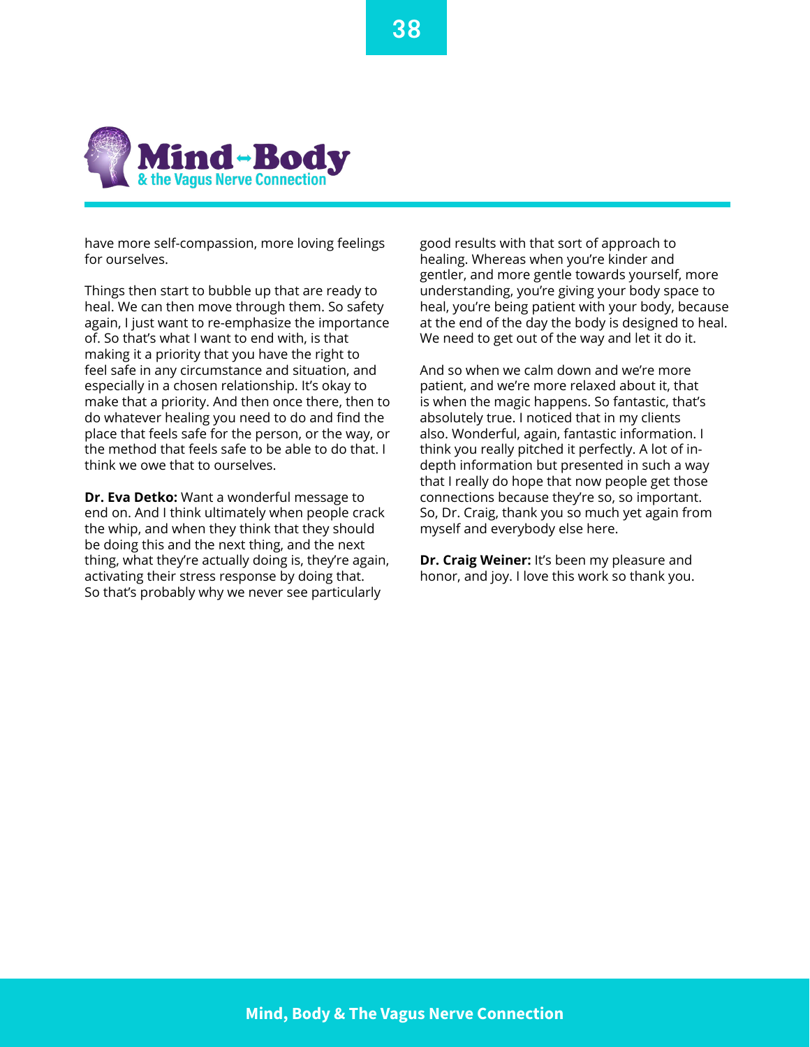have more self-compassion, more loving feelings for ourselves.

Things then start to bubble up that are ready to heal. We can then move through them. So safety again, I just want to re-emphasize the importance of. So that's what I want to end with, is that making it a priority that you have the right to feel safe in any circumstance and situation, and especially in a chosen relationship. It's okay to make that a priority. And then once there, then to do whatever healing you need to do and find the place that feels safe for the person, or the way, or the method that feels safe to be able to do that. I think we owe that to ourselves.

**Dr. Eva Detko:** Want a wonderful message to end on. And I think ultimately when people crack the whip, and when they think that they should be doing this and the next thing, and the next thing, what they're actually doing is, they're again, activating their stress response by doing that. So that's probably why we never see particularly good results with that sort of approach to healing. Whereas when you're kinder and gentler, and more gentle towards yourself, more understanding, you're giving your body space to heal, you're being patient with your body, because at the end of the day the body is designed to heal. We need to get out of the way and let it do it.

And so when we calm down and we're more patient, and we're more relaxed about it, that is when the magic happens. So fantastic, that's absolutely true. I noticed that in my clients also. Wonderful, again, fantastic information. I think you really pitched it perfectly. A lot of in-depth information but presented in such a way that I really do hope that now people get those connections because they're so, so important. So, Dr. Craig, thank you so much yet again from myself and everybody else here.

**Dr. Craig Weiner:** It's been my pleasure and honor, and joy. I love this work so thank you.